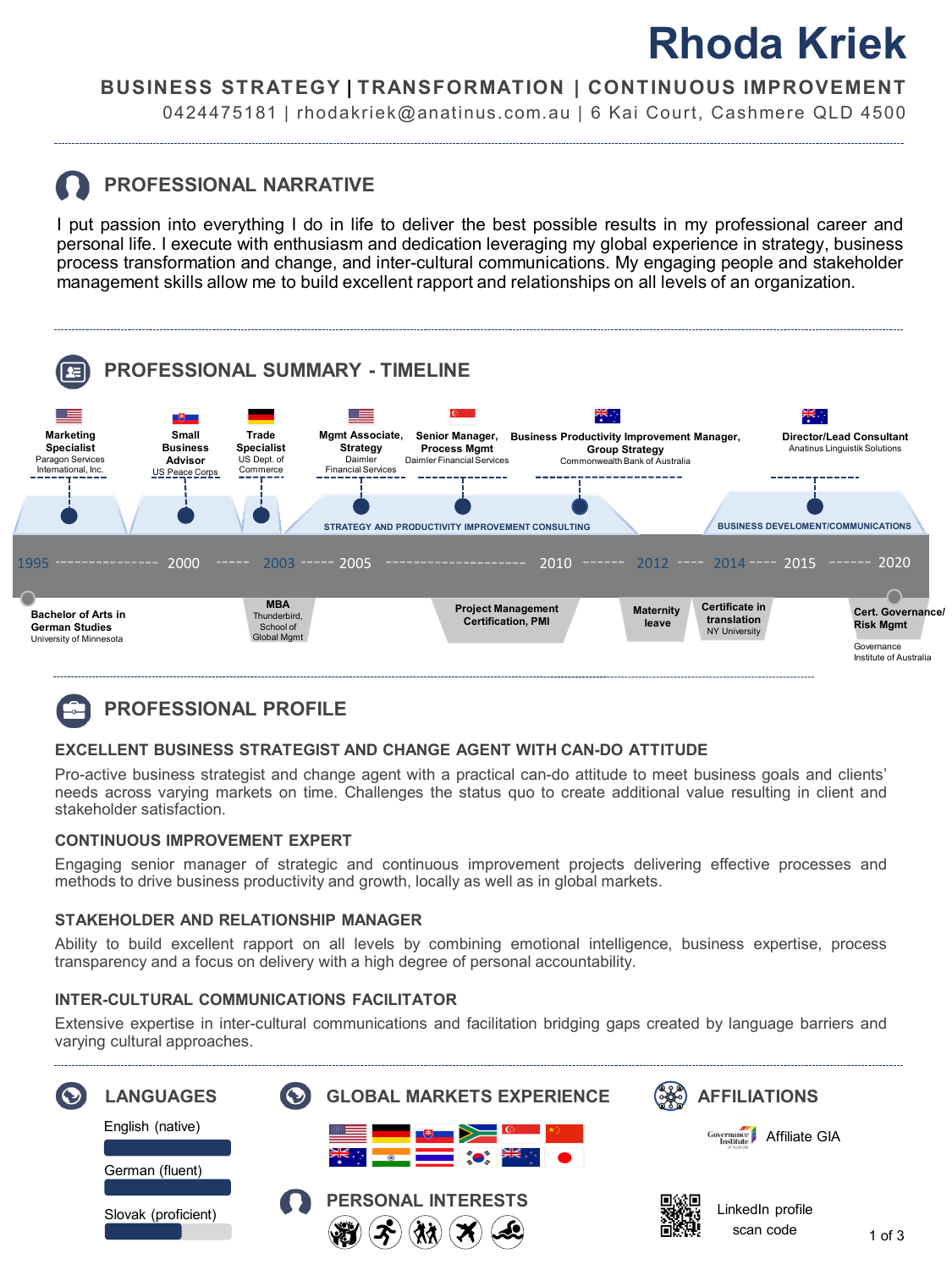# Rhoda Kriek

**BUSINESS STRATEGY | TRANSFORMATION | CONTINUOUS IMPROVEMENT**

0424475181 | rhodakriek@anatinus.com.au | 6 Kai Court, Cashmere QLD 4500

## PROFESSIONAL NARRATIVE

I put passion into everything I do in life to deliver the best possible results in my professional career and personal life. I execute with enthusiasm and dedication leveraging my global experience in strategy, business process transformation and change, and inter-cultural communications. My engaging people and stakeholder management skills allow me to build excellent rapport and relationships on all levels of an organization.

## PROFESSIONAL SUMMARY - TIMELINE

**Career:**

- **Marketing Specialist** – Paragon Services International, Inc.
- **Small Business Advisor** – US Peace Corps
- **Trade Specialist** – US Dept. of Commerce
- **Mgmt Associate, Strategy** – Daimler Financial Services
- **Senior Manager, Process Mgmt** – Daimler Financial Services
- **Business Productivity Improvement Manager, Group Strategy** – Commonwealth Bank of Australia
- **Director/Lead Consultant** – Anatinus Linguistik Solutions

STRATEGY AND PRODUCTIVITY IMPROVEMENT CONSULTING

BUSINESS DEVELOMENT/COMMUNICATIONS

1995 – 2000 – 2003 – 2005 – 2010 – 2012 – 2014 – 2015 – 2020

**Education and other:**

- **Bachelor of Arts in German Studies** – University of Minnesota
- **MBA** – Thunderbird, School of Global Mgmt
- **Project Management Certification, PMI**
- **Maternity leave**
- **Certificate in translation** – NY University
- **Cert. Governance/Risk Mgmt** – Governance Institute of Australia

## PROFESSIONAL PROFILE

### EXCELLENT BUSINESS STRATEGIST AND CHANGE AGENT WITH CAN-DO ATTITUDE

Pro-active business strategist and change agent with a practical can-do attitude to meet business goals and clients' needs across varying markets on time. Challenges the status quo to create additional value resulting in client and stakeholder satisfaction.

### CONTINUOUS IMPROVEMENT EXPERT

Engaging senior manager of strategic and continuous improvement projects delivering effective processes and methods to drive business productivity and growth, locally as well as in global markets.

### STAKEHOLDER AND RELATIONSHIP MANAGER

Ability to build excellent rapport on all levels by combining emotional intelligence, business expertise, process transparency and a focus on delivery with a high degree of personal accountability.

### INTER-CULTURAL COMMUNICATIONS FACILITATOR

Extensive expertise in inter-cultural communications and facilitation bridging gaps created by language barriers and varying cultural approaches.

## LANGUAGES

- English (native)
- German (fluent)
- Slovak (proficient)

## GLOBAL MARKETS EXPERIENCE

## AFFILIATIONS

Affiliate GIA

LinkedIn profile scan code

## PERSONAL INTERESTS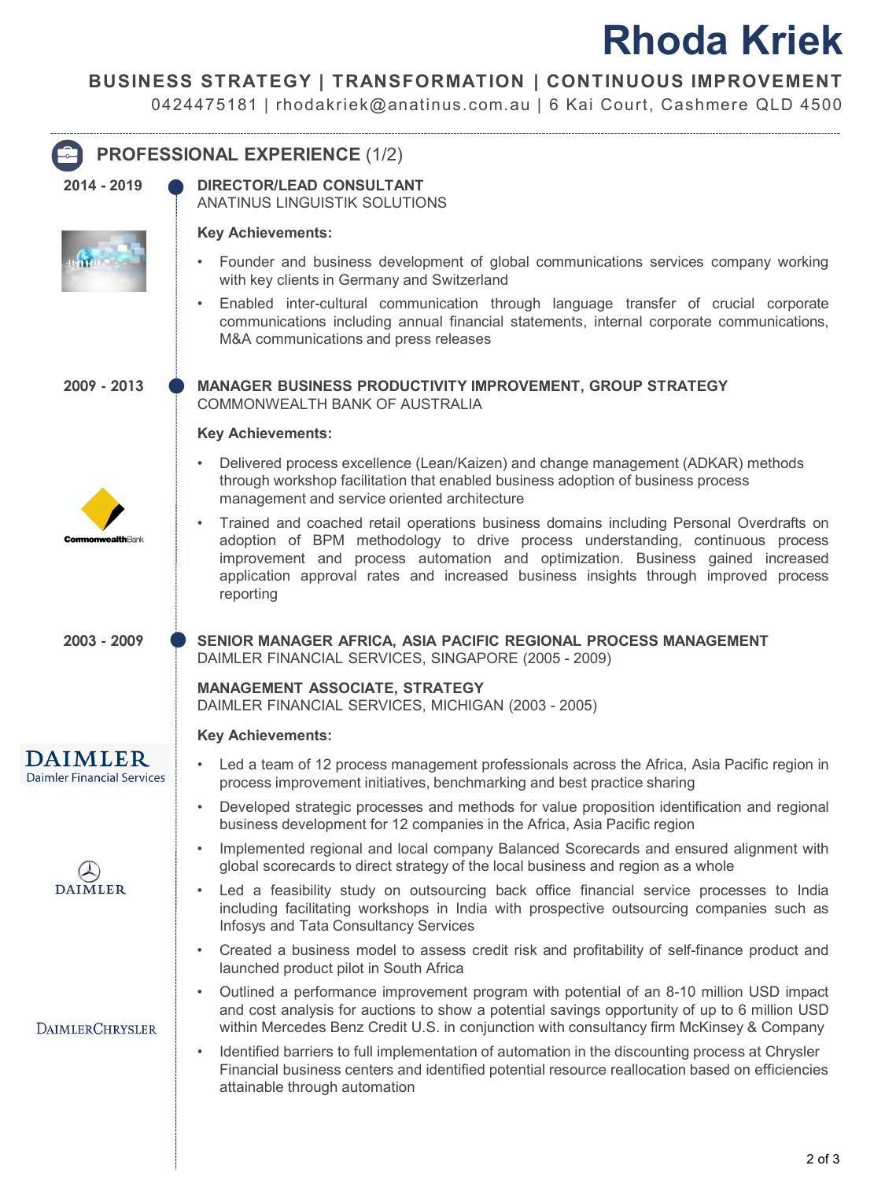# Rhoda Kriek

**BUSINESS STRATEGY | TRANSFORMATION | CONTINUOUS IMPROVEMENT**

0424475181 | rhodakriek@anatinus.com.au | 6 Kai Court, Cashmere QLD 4500

## PROFESSIONAL EXPERIENCE (1/2)

**2014 - 2019**

### DIRECTOR/LEAD CONSULTANT
ANATINUS LINGUISTIK SOLUTIONS

**Key Achievements:**

- Founder and business development of global communications services company working with key clients in Germany and Switzerland
- Enabled inter-cultural communication through language transfer of crucial corporate communications including annual financial statements, internal corporate communications, M&A communications and press releases

**2009 - 2013**

### MANAGER BUSINESS PRODUCTIVITY IMPROVEMENT, GROUP STRATEGY
COMMONWEALTH BANK OF AUSTRALIA

**Key Achievements:**

- Delivered process excellence (Lean/Kaizen) and change management (ADKAR) methods through workshop facilitation that enabled business adoption of business process management and service oriented architecture
- Trained and coached retail operations business domains including Personal Overdrafts on adoption of BPM methodology to drive process understanding, continuous process improvement and process automation and optimization. Business gained increased application approval rates and increased business insights through improved process reporting

**2003 - 2009**

### SENIOR MANAGER AFRICA, ASIA PACIFIC REGIONAL PROCESS MANAGEMENT
DAIMLER FINANCIAL SERVICES, SINGAPORE (2005 - 2009)

### MANAGEMENT ASSOCIATE, STRATEGY
DAIMLER FINANCIAL SERVICES, MICHIGAN (2003 - 2005)

**Key Achievements:**

- Led a team of 12 process management professionals across the Africa, Asia Pacific region in process improvement initiatives, benchmarking and best practice sharing
- Developed strategic processes and methods for value proposition identification and regional business development for 12 companies in the Africa, Asia Pacific region
- Implemented regional and local company Balanced Scorecards and ensured alignment with global scorecards to direct strategy of the local business and region as a whole
- Led a feasibility study on outsourcing back office financial service processes to India including facilitating workshops in India with prospective outsourcing companies such as Infosys and Tata Consultancy Services
- Created a business model to assess credit risk and profitability of self-finance product and launched product pilot in South Africa
- Outlined a performance improvement program with potential of an 8-10 million USD impact and cost analysis for auctions to show a potential savings opportunity of up to 6 million USD within Mercedes Benz Credit U.S. in conjunction with consultancy firm McKinsey & Company
- Identified barriers to full implementation of automation in the discounting process at Chrysler Financial business centers and identified potential resource reallocation based on efficiencies attainable through automation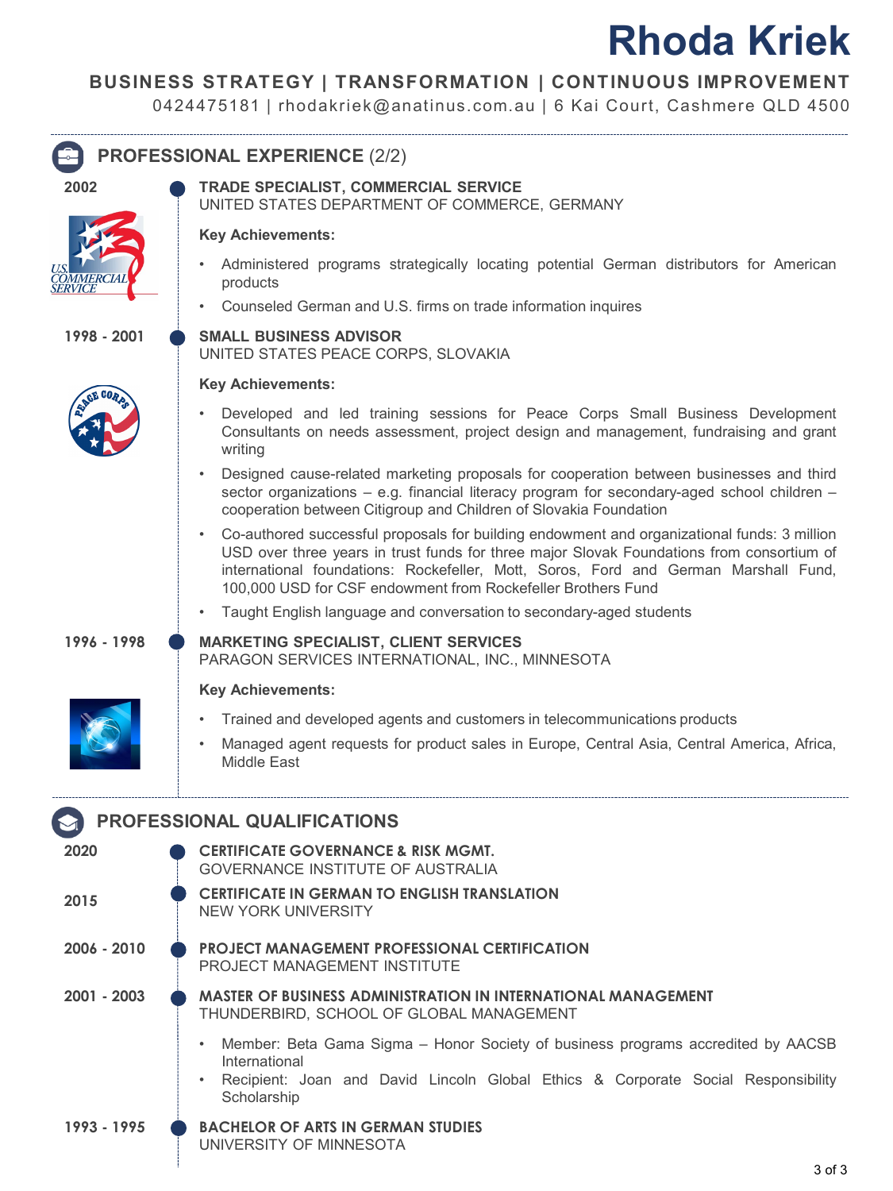# Rhoda Kriek

**BUSINESS STRATEGY | TRANSFORMATION | CONTINUOUS IMPROVEMENT**

0424475181 | rhodakriek@anatinus.com.au | 6 Kai Court, Cashmere QLD 4500

## PROFESSIONAL EXPERIENCE (2/2)

**2002**

### TRADE SPECIALIST, COMMERCIAL SERVICE
UNITED STATES DEPARTMENT OF COMMERCE, GERMANY

**Key Achievements:**

- Administered programs strategically locating potential German distributors for American products
- Counseled German and U.S. firms on trade information inquires

**1998 - 2001**

### SMALL BUSINESS ADVISOR
UNITED STATES PEACE CORPS, SLOVAKIA

**Key Achievements:**

- Developed and led training sessions for Peace Corps Small Business Development Consultants on needs assessment, project design and management, fundraising and grant writing
- Designed cause-related marketing proposals for cooperation between businesses and third sector organizations – e.g. financial literacy program for secondary-aged school children – cooperation between Citigroup and Children of Slovakia Foundation
- Co-authored successful proposals for building endowment and organizational funds: 3 million USD over three years in trust funds for three major Slovak Foundations from consortium of international foundations: Rockefeller, Mott, Soros, Ford and German Marshall Fund, 100,000 USD for CSF endowment from Rockefeller Brothers Fund
- Taught English language and conversation to secondary-aged students

**1996 - 1998**

### MARKETING SPECIALIST, CLIENT SERVICES
PARAGON SERVICES INTERNATIONAL, INC., MINNESOTA

**Key Achievements:**

- Trained and developed agents and customers in telecommunications products
- Managed agent requests for product sales in Europe, Central Asia, Central America, Africa, Middle East

## PROFESSIONAL QUALIFICATIONS

**2020**

### CERTIFICATE GOVERNANCE & RISK MGMT.
GOVERNANCE INSTITUTE OF AUSTRALIA

**2015**

### CERTIFICATE IN GERMAN TO ENGLISH TRANSLATION
NEW YORK UNIVERSITY

**2006 - 2010**

### PROJECT MANAGEMENT PROFESSIONAL CERTIFICATION
PROJECT MANAGEMENT INSTITUTE

**2001 - 2003**

### MASTER OF BUSINESS ADMINISTRATION IN INTERNATIONAL MANAGEMENT
THUNDERBIRD, SCHOOL OF GLOBAL MANAGEMENT

- Member: Beta Gama Sigma – Honor Society of business programs accredited by AACSB International
- Recipient: Joan and David Lincoln Global Ethics & Corporate Social Responsibility Scholarship

**1993 - 1995**

### BACHELOR OF ARTS IN GERMAN STUDIES
UNIVERSITY OF MINNESOTA